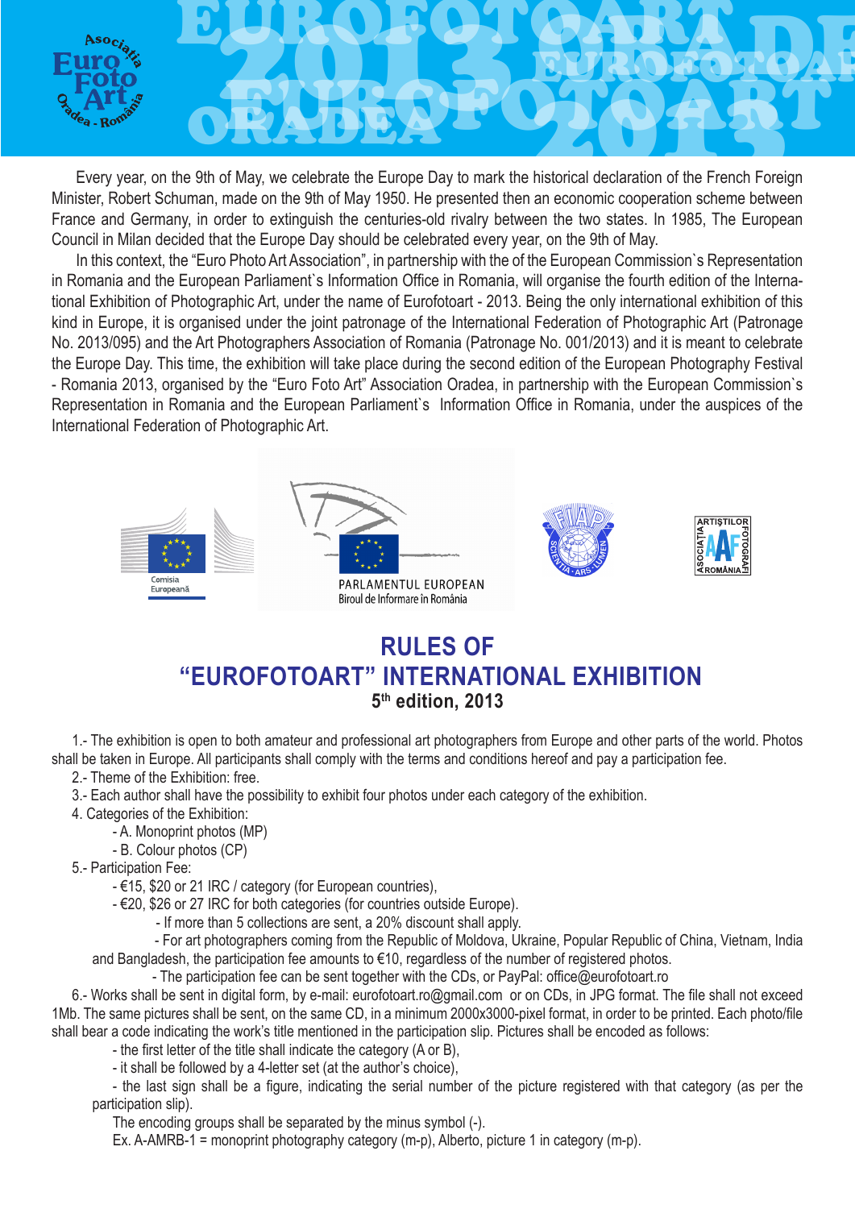Every year, on the 9th of May, we celebrate the Europe Day to mark the historical declaration of the French Foreign Minister, Robert Schuman, made on the 9th of May 1950. He presented then an economic cooperation scheme between France and Germany, in order to extinguish the centuries-old rivalry between the two states. In 1985, The European Council in Milan decided that the Europe Day should be celebrated every year, on the 9th of May.

In this context, the "Euro Photo Art Association", in partnership with the of the European Commission`s Representation in Romania and the European Parliament`s Information Office in Romania, will organise the fourth edition of the International Exhibition of Photographic Art, under the name of Eurofotoart - 2013. Being the only international exhibition of this kind in Europe, it is organised under the joint patronage of the International Federation of Photographic Art (Patronage No. 2013/095) and the Art Photographers Association of Romania (Patronage No. 001/2013) and it is meant to celebrate the Europe Day. This time, the exhibition will take place during the second edition of the European Photography Festival - Romania 2013, organised by the "Euro Foto Art" Association Oradea, in partnership with the European Commission`s Representation in Romania and the European Parliament`s Information Office in Romania, under the auspices of the International Federation of Photographic Art.

# RULES OF "EUROFOTOART" INTERNATIONAL EXHIBITION

### 5th edition, 2013

1.- The exhibition is open to both amateur and professional art photographers from Europe and other parts of the world. Photos shall be taken in Europe. All participants shall comply with the terms and conditions hereof and pay a participation fee.

2.- Theme of the Exhibition: free.

3.- Each author shall have the possibility to exhibit four photos under each category of the exhibition.

4. Categories of the Exhibition:
- A. Monoprint photos (MP)
- B. Colour photos (CP)

5.- Participation Fee:
- €15, $20 or 21 IRC / category (for European countries),
- €20, $26 or 27 IRC for both categories (for countries outside Europe).
  - If more than 5 collections are sent, a 20% discount shall apply.
  - For art photographers coming from the Republic of Moldova, Ukraine, Popular Republic of China, Vietnam, India and Bangladesh, the participation fee amounts to €10, regardless of the number of registered photos.
  - The participation fee can be sent together with the CDs, or PayPal: office@eurofotoart.ro

6.- Works shall be sent in digital form, by e-mail: eurofotoart.ro@gmail.com or on CDs, in JPG format. The file shall not exceed 1Mb. The same pictures shall be sent, on the same CD, in a minimum 2000x3000-pixel format, in order to be printed. Each photo/file shall bear a code indicating the work's title mentioned in the participation slip. Pictures shall be encoded as follows:
- the first letter of the title shall indicate the category (A or B),
- it shall be followed by a 4-letter set (at the author's choice),
- the last sign shall be a figure, indicating the serial number of the picture registered with that category (as per the participation slip).

The encoding groups shall be separated by the minus symbol (-).

Ex. A-AMRB-1 = monoprint photography category (m-p), Alberto, picture 1 in category (m-p).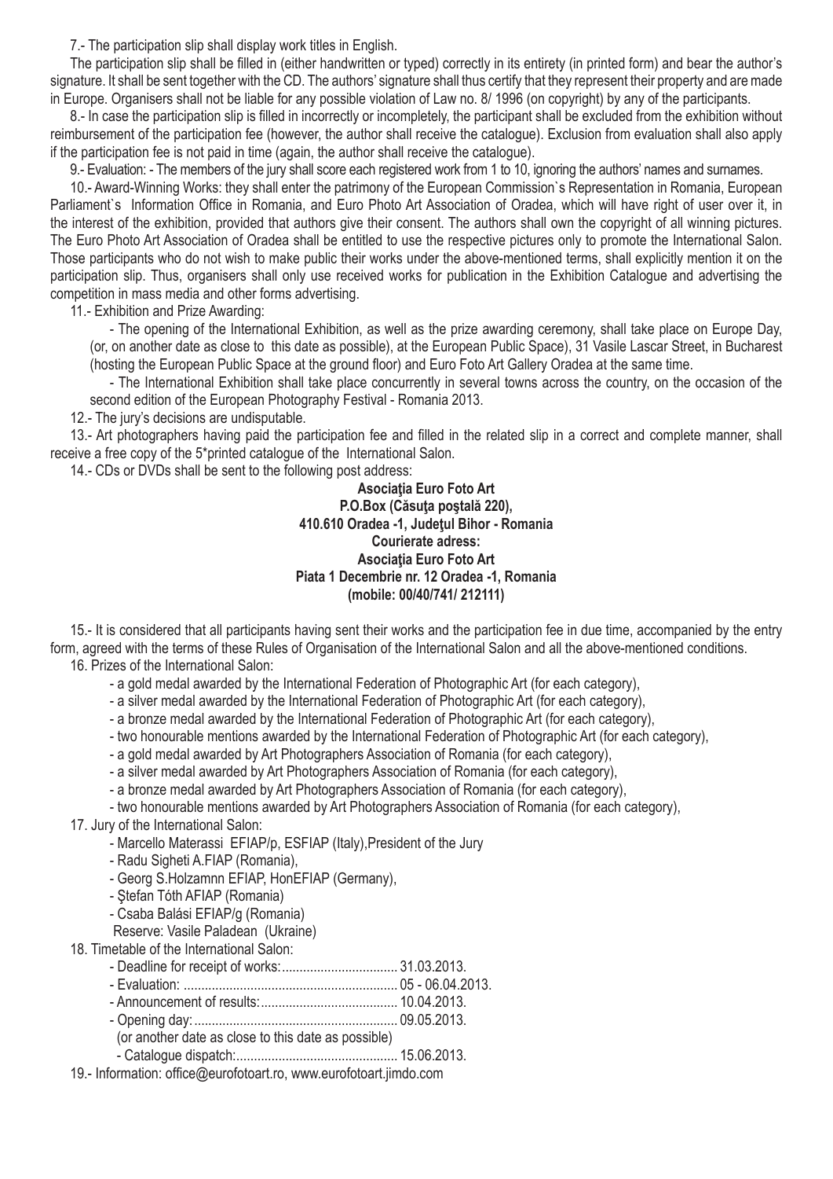7.- The participation slip shall display work titles in English.

The participation slip shall be filled in (either handwritten or typed) correctly in its entirety (in printed form) and bear the author's signature. It shall be sent together with the CD. The authors' signature shall thus certify that they represent their property and are made in Europe. Organisers shall not be liable for any possible violation of Law no. 8/ 1996 (on copyright) by any of the participants.

8.- In case the participation slip is filled in incorrectly or incompletely, the participant shall be excluded from the exhibition without reimbursement of the participation fee (however, the author shall receive the catalogue). Exclusion from evaluation shall also apply if the participation fee is not paid in time (again, the author shall receive the catalogue).

9.- Evaluation: - The members of the jury shall score each registered work from 1 to 10, ignoring the authors' names and surnames.

10.- Award-Winning Works: they shall enter the patrimony of the European Commission`s Representation in Romania, European Parliament`s Information Office in Romania, and Euro Photo Art Association of Oradea, which will have right of user over it, in the interest of the exhibition, provided that authors give their consent. The authors shall own the copyright of all winning pictures. The Euro Photo Art Association of Oradea shall be entitled to use the respective pictures only to promote the International Salon. Those participants who do not wish to make public their works under the above-mentioned terms, shall explicitly mention it on the participation slip. Thus, organisers shall only use received works for publication in the Exhibition Catalogue and advertising the competition in mass media and other forms advertising.

11.- Exhibition and Prize Awarding:

- The opening of the International Exhibition, as well as the prize awarding ceremony, shall take place on Europe Day, (or, on another date as close to this date as possible), at the European Public Space), 31 Vasile Lascar Street, in Bucharest (hosting the European Public Space at the ground floor) and Euro Foto Art Gallery Oradea at the same time.
- The International Exhibition shall take place concurrently in several towns across the country, on the occasion of the second edition of the European Photography Festival - Romania 2013.

12.- The jury's decisions are undisputable.

13.- Art photographers having paid the participation fee and filled in the related slip in a correct and complete manner, shall receive a free copy of the 5*printed catalogue of the International Salon.

14.- CDs or DVDs shall be sent to the following post address:

**Asociaţia Euro Foto Art**
**P.O.Box (Căsuţa poştală 220),**
**410.610 Oradea -1, Judeţul Bihor - Romania**
**Courierate adress:**
**Asociaţia Euro Foto Art**
**Piata 1 Decembrie nr. 12 Oradea -1, Romania**
**(mobile: 00/40/741/ 212111)**

15.- It is considered that all participants having sent their works and the participation fee in due time, accompanied by the entry form, agreed with the terms of these Rules of Organisation of the International Salon and all the above-mentioned conditions.

16. Prizes of the International Salon:

- a gold medal awarded by the International Federation of Photographic Art (for each category),
- a silver medal awarded by the International Federation of Photographic Art (for each category),
- a bronze medal awarded by the International Federation of Photographic Art (for each category),
- two honourable mentions awarded by the International Federation of Photographic Art (for each category),
- a gold medal awarded by Art Photographers Association of Romania (for each category),
- a silver medal awarded by Art Photographers Association of Romania (for each category),
- a bronze medal awarded by Art Photographers Association of Romania (for each category),
- two honourable mentions awarded by Art Photographers Association of Romania (for each category),

17. Jury of the International Salon:

- Marcello Materassi EFIAP/p, ESFIAP (Italy),President of the Jury
- Radu Sigheti A.FIAP (Romania),
- Georg S.Holzamnn EFIAP, HonEFIAP (Germany),
- Ştefan Tóth AFIAP (Romania)
- Csaba Balási EFIAP/g (Romania)

Reserve: Vasile Paladean (Ukraine)

18. Timetable of the International Salon:

- Deadline for receipt of works:................................ 31.03.2013.
- Evaluation: ........................................................... 05 - 06.04.2013.
- Announcement of results:...................................... 10.04.2013.
- Opening day:......................................................... 09.05.2013.

(or another date as close to this date as possible)

- Catalogue dispatch:............................................. 15.06.2013.

19.- Information: office@eurofotoart.ro, www.eurofotoart.jimdo.com